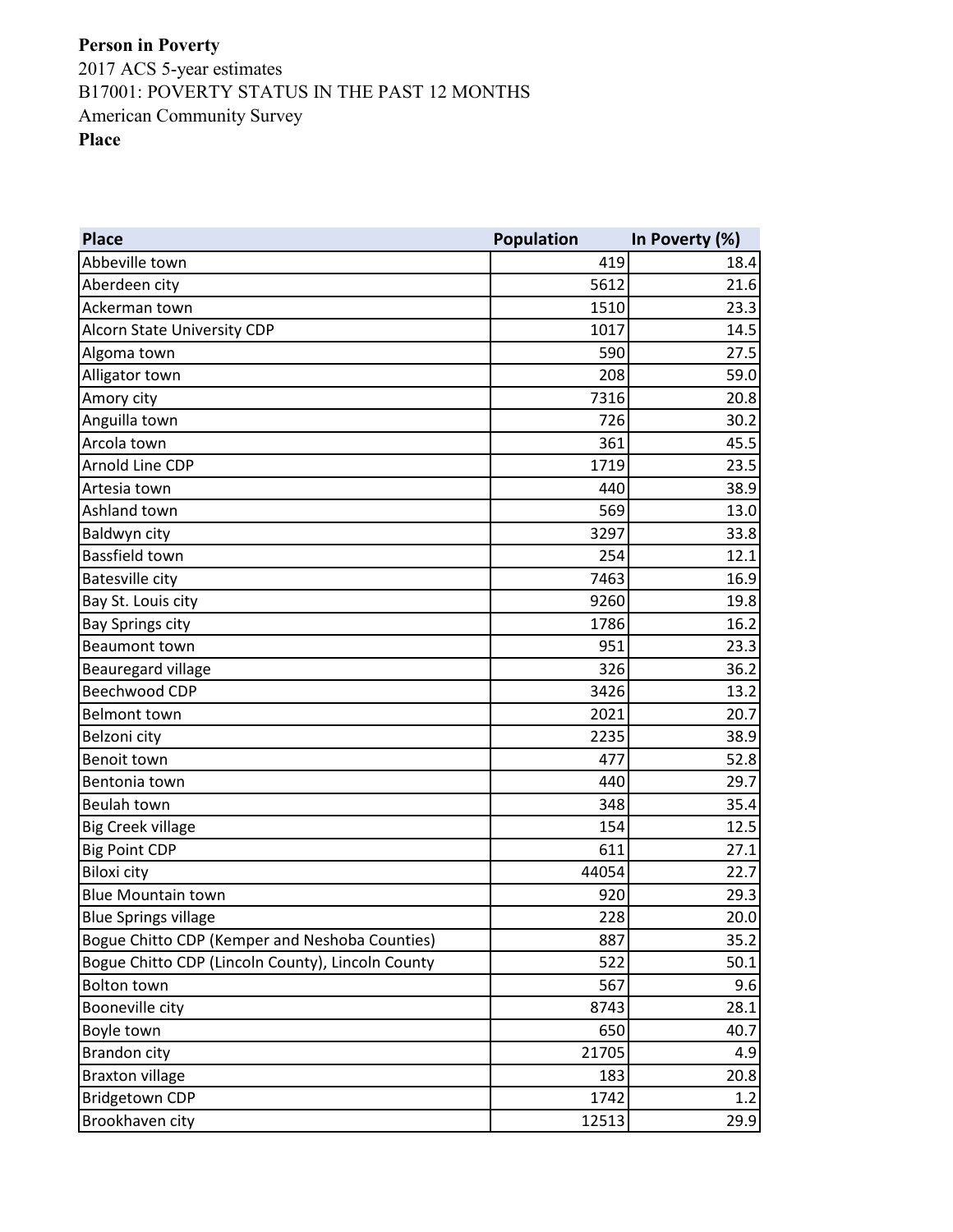**Person in Poverty**

2017 ACS 5-year estimates

B17001: POVERTY STATUS IN THE PAST 12 MONTHS

American Community Survey

**Place**

| Place | Population | In Poverty (%) |
|---|---|---|
| Abbeville town | 419 | 18.4 |
| Aberdeen city | 5612 | 21.6 |
| Ackerman town | 1510 | 23.3 |
| Alcorn State University CDP | 1017 | 14.5 |
| Algoma town | 590 | 27.5 |
| Alligator town | 208 | 59.0 |
| Amory city | 7316 | 20.8 |
| Anguilla town | 726 | 30.2 |
| Arcola town | 361 | 45.5 |
| Arnold Line CDP | 1719 | 23.5 |
| Artesia town | 440 | 38.9 |
| Ashland town | 569 | 13.0 |
| Baldwyn city | 3297 | 33.8 |
| Bassfield town | 254 | 12.1 |
| Batesville city | 7463 | 16.9 |
| Bay St. Louis city | 9260 | 19.8 |
| Bay Springs city | 1786 | 16.2 |
| Beaumont town | 951 | 23.3 |
| Beauregard village | 326 | 36.2 |
| Beechwood CDP | 3426 | 13.2 |
| Belmont town | 2021 | 20.7 |
| Belzoni city | 2235 | 38.9 |
| Benoit town | 477 | 52.8 |
| Bentonia town | 440 | 29.7 |
| Beulah town | 348 | 35.4 |
| Big Creek village | 154 | 12.5 |
| Big Point CDP | 611 | 27.1 |
| Biloxi city | 44054 | 22.7 |
| Blue Mountain town | 920 | 29.3 |
| Blue Springs village | 228 | 20.0 |
| Bogue Chitto CDP (Kemper and Neshoba Counties) | 887 | 35.2 |
| Bogue Chitto CDP (Lincoln County), Lincoln County | 522 | 50.1 |
| Bolton town | 567 | 9.6 |
| Booneville city | 8743 | 28.1 |
| Boyle town | 650 | 40.7 |
| Brandon city | 21705 | 4.9 |
| Braxton village | 183 | 20.8 |
| Bridgetown CDP | 1742 | 1.2 |
| Brookhaven city | 12513 | 29.9 |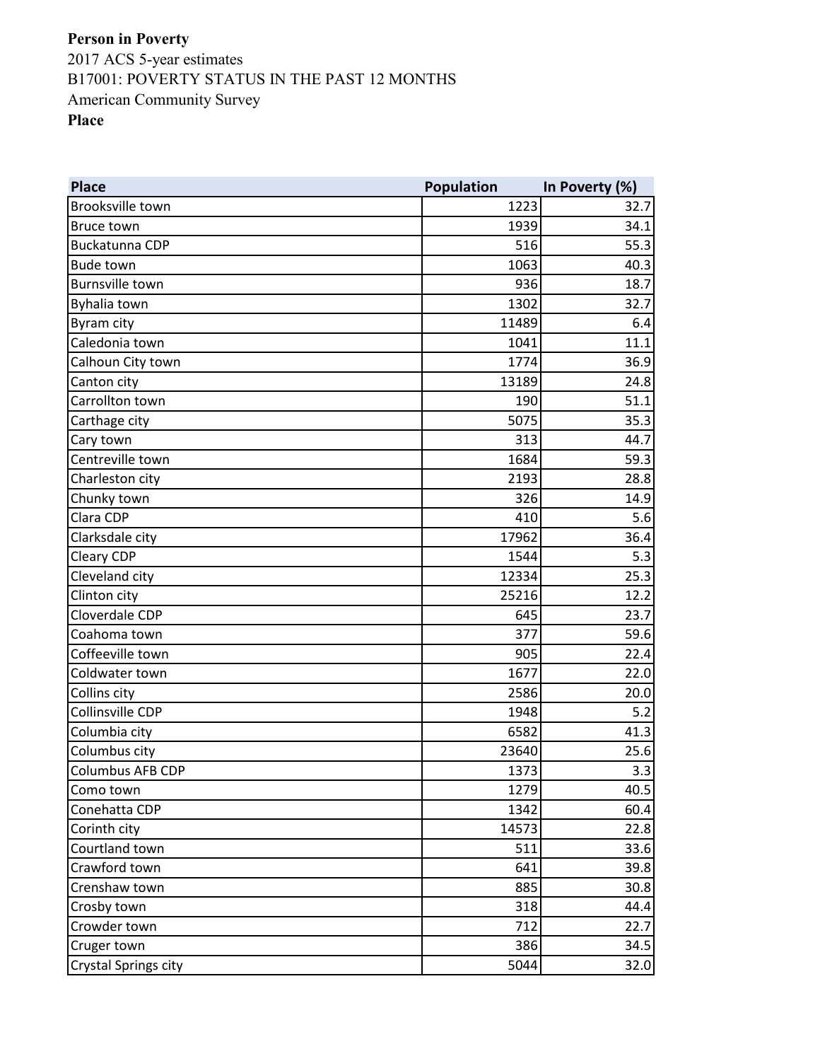**Person in Poverty**

2017 ACS 5-year estimates

B17001: POVERTY STATUS IN THE PAST 12 MONTHS

American Community Survey

**Place**

| Place | Population | In Poverty (%) |
|---|---|---|
| Brooksville town | 1223 | 32.7 |
| Bruce town | 1939 | 34.1 |
| Buckatunna CDP | 516 | 55.3 |
| Bude town | 1063 | 40.3 |
| Burnsville town | 936 | 18.7 |
| Byhalia town | 1302 | 32.7 |
| Byram city | 11489 | 6.4 |
| Caledonia town | 1041 | 11.1 |
| Calhoun City town | 1774 | 36.9 |
| Canton city | 13189 | 24.8 |
| Carrollton town | 190 | 51.1 |
| Carthage city | 5075 | 35.3 |
| Cary town | 313 | 44.7 |
| Centreville town | 1684 | 59.3 |
| Charleston city | 2193 | 28.8 |
| Chunky town | 326 | 14.9 |
| Clara CDP | 410 | 5.6 |
| Clarksdale city | 17962 | 36.4 |
| Cleary CDP | 1544 | 5.3 |
| Cleveland city | 12334 | 25.3 |
| Clinton city | 25216 | 12.2 |
| Cloverdale CDP | 645 | 23.7 |
| Coahoma town | 377 | 59.6 |
| Coffeeville town | 905 | 22.4 |
| Coldwater town | 1677 | 22.0 |
| Collins city | 2586 | 20.0 |
| Collinsville CDP | 1948 | 5.2 |
| Columbia city | 6582 | 41.3 |
| Columbus city | 23640 | 25.6 |
| Columbus AFB CDP | 1373 | 3.3 |
| Como town | 1279 | 40.5 |
| Conehatta CDP | 1342 | 60.4 |
| Corinth city | 14573 | 22.8 |
| Courtland town | 511 | 33.6 |
| Crawford town | 641 | 39.8 |
| Crenshaw town | 885 | 30.8 |
| Crosby town | 318 | 44.4 |
| Crowder town | 712 | 22.7 |
| Cruger town | 386 | 34.5 |
| Crystal Springs city | 5044 | 32.0 |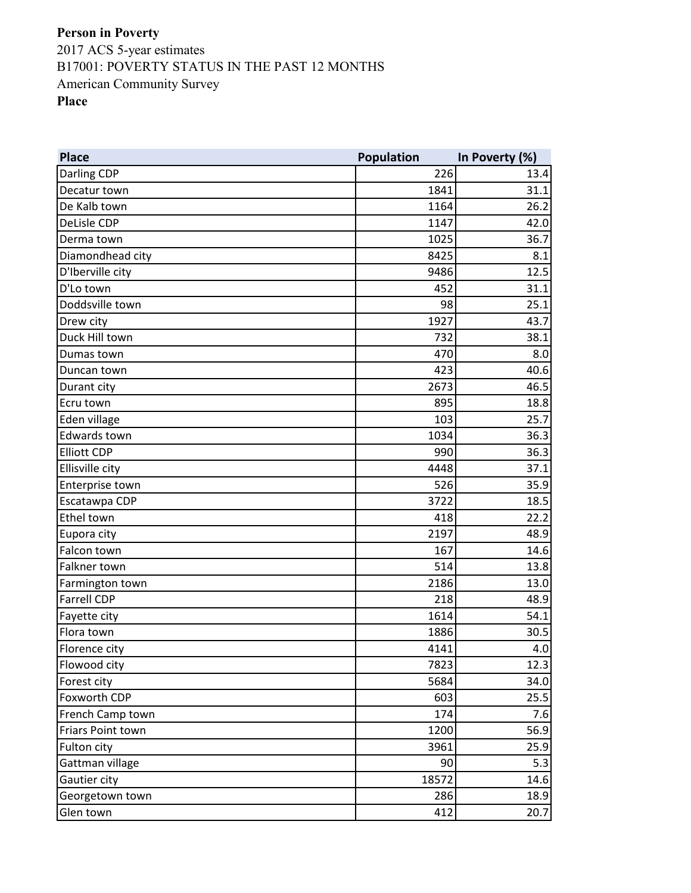**Person in Poverty**

2017 ACS 5-year estimates

B17001: POVERTY STATUS IN THE PAST 12 MONTHS

American Community Survey

**Place**

| Place | Population | In Poverty (%) |
|---|---|---|
| Darling CDP | 226 | 13.4 |
| Decatur town | 1841 | 31.1 |
| De Kalb town | 1164 | 26.2 |
| DeLisle CDP | 1147 | 42.0 |
| Derma town | 1025 | 36.7 |
| Diamondhead city | 8425 | 8.1 |
| D'Iberville city | 9486 | 12.5 |
| D'Lo town | 452 | 31.1 |
| Doddsville town | 98 | 25.1 |
| Drew city | 1927 | 43.7 |
| Duck Hill town | 732 | 38.1 |
| Dumas town | 470 | 8.0 |
| Duncan town | 423 | 40.6 |
| Durant city | 2673 | 46.5 |
| Ecru town | 895 | 18.8 |
| Eden village | 103 | 25.7 |
| Edwards town | 1034 | 36.3 |
| Elliott CDP | 990 | 36.3 |
| Ellisville city | 4448 | 37.1 |
| Enterprise town | 526 | 35.9 |
| Escatawpa CDP | 3722 | 18.5 |
| Ethel town | 418 | 22.2 |
| Eupora city | 2197 | 48.9 |
| Falcon town | 167 | 14.6 |
| Falkner town | 514 | 13.8 |
| Farmington town | 2186 | 13.0 |
| Farrell CDP | 218 | 48.9 |
| Fayette city | 1614 | 54.1 |
| Flora town | 1886 | 30.5 |
| Florence city | 4141 | 4.0 |
| Flowood city | 7823 | 12.3 |
| Forest city | 5684 | 34.0 |
| Foxworth CDP | 603 | 25.5 |
| French Camp town | 174 | 7.6 |
| Friars Point town | 1200 | 56.9 |
| Fulton city | 3961 | 25.9 |
| Gattman village | 90 | 5.3 |
| Gautier city | 18572 | 14.6 |
| Georgetown town | 286 | 18.9 |
| Glen town | 412 | 20.7 |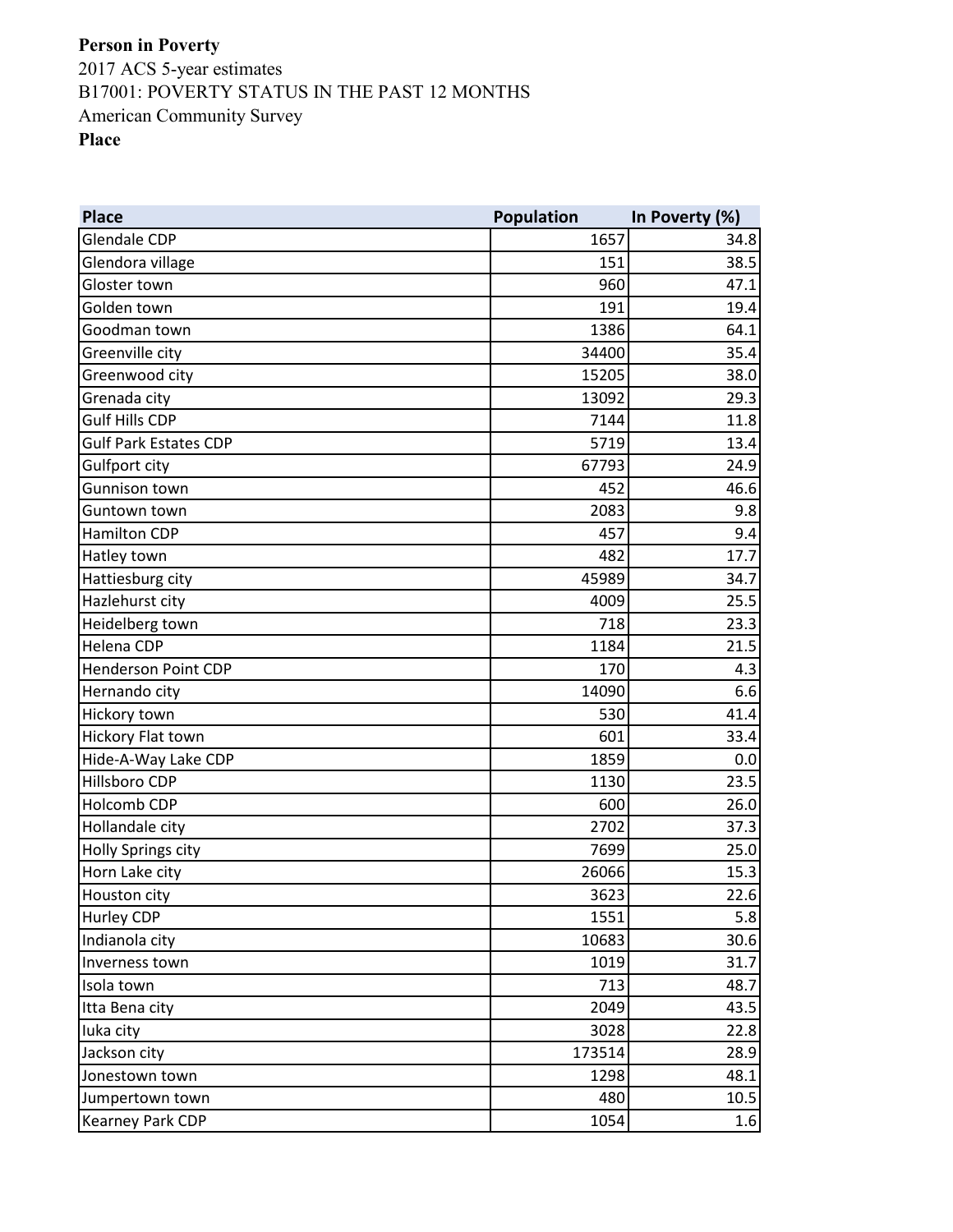**Person in Poverty**

2017 ACS 5-year estimates

B17001: POVERTY STATUS IN THE PAST 12 MONTHS

American Community Survey

**Place**

| Place | Population | In Poverty (%) |
| --- | --- | --- |
| Glendale CDP | 1657 | 34.8 |
| Glendora village | 151 | 38.5 |
| Gloster town | 960 | 47.1 |
| Golden town | 191 | 19.4 |
| Goodman town | 1386 | 64.1 |
| Greenville city | 34400 | 35.4 |
| Greenwood city | 15205 | 38.0 |
| Grenada city | 13092 | 29.3 |
| Gulf Hills CDP | 7144 | 11.8 |
| Gulf Park Estates CDP | 5719 | 13.4 |
| Gulfport city | 67793 | 24.9 |
| Gunnison town | 452 | 46.6 |
| Guntown town | 2083 | 9.8 |
| Hamilton CDP | 457 | 9.4 |
| Hatley town | 482 | 17.7 |
| Hattiesburg city | 45989 | 34.7 |
| Hazlehurst city | 4009 | 25.5 |
| Heidelberg town | 718 | 23.3 |
| Helena CDP | 1184 | 21.5 |
| Henderson Point CDP | 170 | 4.3 |
| Hernando city | 14090 | 6.6 |
| Hickory town | 530 | 41.4 |
| Hickory Flat town | 601 | 33.4 |
| Hide-A-Way Lake CDP | 1859 | 0.0 |
| Hillsboro CDP | 1130 | 23.5 |
| Holcomb CDP | 600 | 26.0 |
| Hollandale city | 2702 | 37.3 |
| Holly Springs city | 7699 | 25.0 |
| Horn Lake city | 26066 | 15.3 |
| Houston city | 3623 | 22.6 |
| Hurley CDP | 1551 | 5.8 |
| Indianola city | 10683 | 30.6 |
| Inverness town | 1019 | 31.7 |
| Isola town | 713 | 48.7 |
| Itta Bena city | 2049 | 43.5 |
| Iuka city | 3028 | 22.8 |
| Jackson city | 173514 | 28.9 |
| Jonestown town | 1298 | 48.1 |
| Jumpertown town | 480 | 10.5 |
| Kearney Park CDP | 1054 | 1.6 |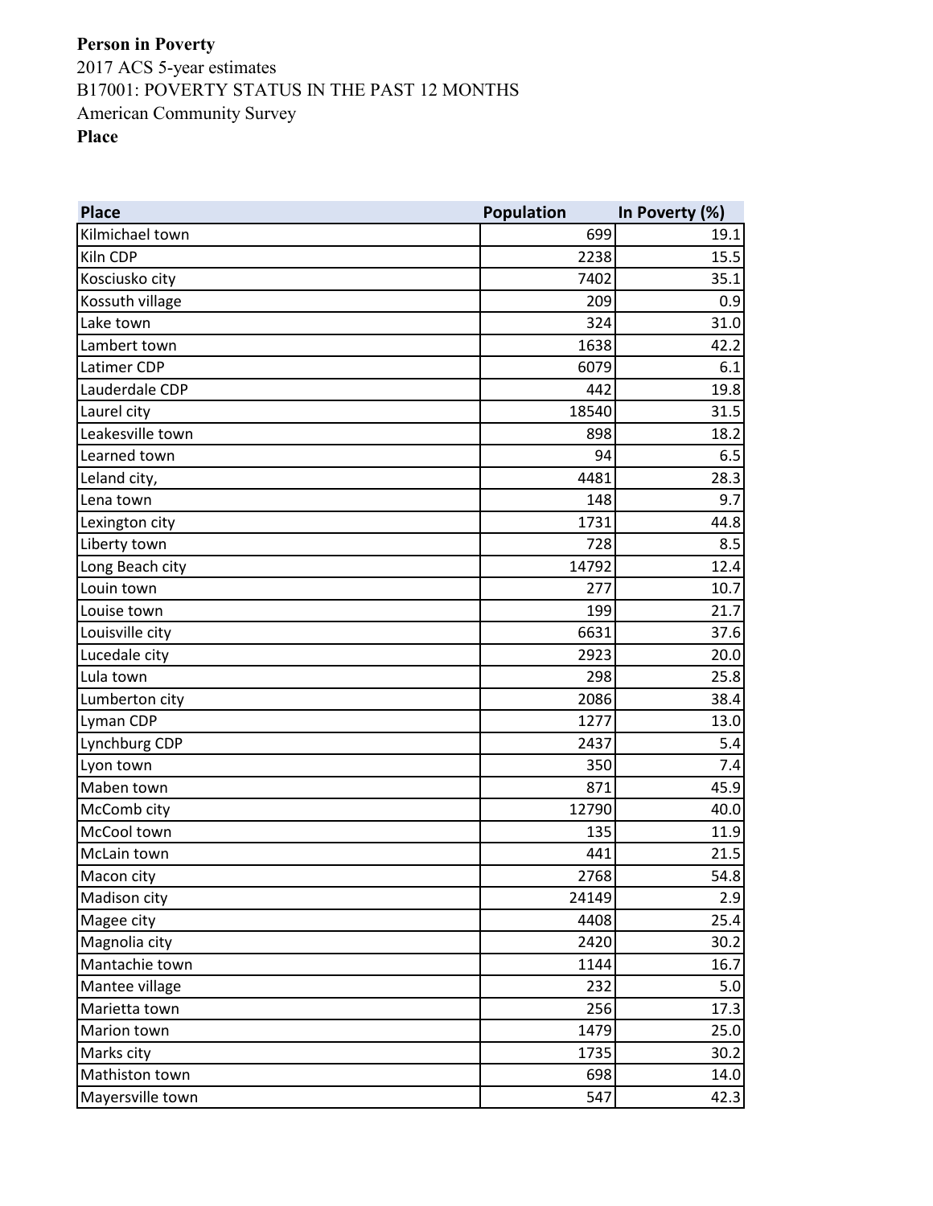**Person in Poverty**

2017 ACS 5-year estimates

B17001: POVERTY STATUS IN THE PAST 12 MONTHS

American Community Survey

**Place**

| Place | Population | In Poverty (%) |
|---|---|---|
| Kilmichael town | 699 | 19.1 |
| Kiln CDP | 2238 | 15.5 |
| Kosciusko city | 7402 | 35.1 |
| Kossuth village | 209 | 0.9 |
| Lake town | 324 | 31.0 |
| Lambert town | 1638 | 42.2 |
| Latimer CDP | 6079 | 6.1 |
| Lauderdale CDP | 442 | 19.8 |
| Laurel city | 18540 | 31.5 |
| Leakesville town | 898 | 18.2 |
| Learned town | 94 | 6.5 |
| Leland city, | 4481 | 28.3 |
| Lena town | 148 | 9.7 |
| Lexington city | 1731 | 44.8 |
| Liberty town | 728 | 8.5 |
| Long Beach city | 14792 | 12.4 |
| Louin town | 277 | 10.7 |
| Louise town | 199 | 21.7 |
| Louisville city | 6631 | 37.6 |
| Lucedale city | 2923 | 20.0 |
| Lula town | 298 | 25.8 |
| Lumberton city | 2086 | 38.4 |
| Lyman CDP | 1277 | 13.0 |
| Lynchburg CDP | 2437 | 5.4 |
| Lyon town | 350 | 7.4 |
| Maben town | 871 | 45.9 |
| McComb city | 12790 | 40.0 |
| McCool town | 135 | 11.9 |
| McLain town | 441 | 21.5 |
| Macon city | 2768 | 54.8 |
| Madison city | 24149 | 2.9 |
| Magee city | 4408 | 25.4 |
| Magnolia city | 2420 | 30.2 |
| Mantachie town | 1144 | 16.7 |
| Mantee village | 232 | 5.0 |
| Marietta town | 256 | 17.3 |
| Marion town | 1479 | 25.0 |
| Marks city | 1735 | 30.2 |
| Mathiston town | 698 | 14.0 |
| Mayersville town | 547 | 42.3 |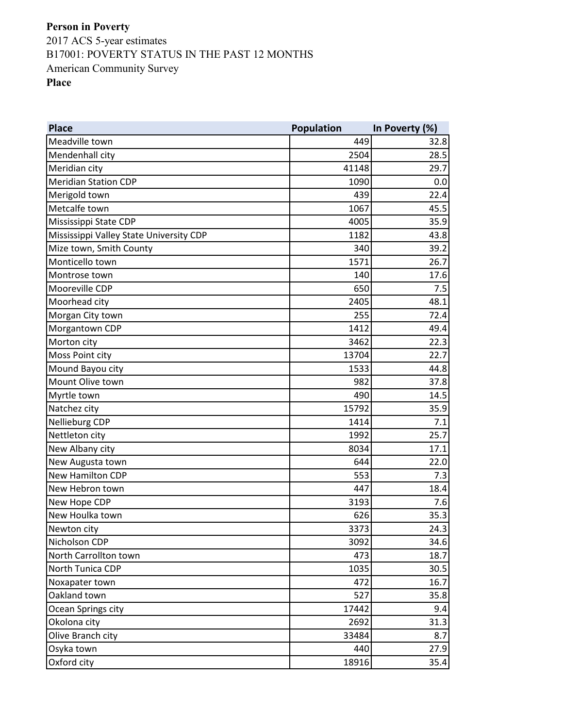**Person in Poverty**

2017 ACS 5-year estimates

B17001: POVERTY STATUS IN THE PAST 12 MONTHS

American Community Survey

**Place**

| Place | Population | In Poverty (%) |
|---|---|---|
| Meadville town | 449 | 32.8 |
| Mendenhall city | 2504 | 28.5 |
| Meridian city | 41148 | 29.7 |
| Meridian Station CDP | 1090 | 0.0 |
| Merigold town | 439 | 22.4 |
| Metcalfe town | 1067 | 45.5 |
| Mississippi State CDP | 4005 | 35.9 |
| Mississippi Valley State University CDP | 1182 | 43.8 |
| Mize town, Smith County | 340 | 39.2 |
| Monticello town | 1571 | 26.7 |
| Montrose town | 140 | 17.6 |
| Mooreville CDP | 650 | 7.5 |
| Moorhead city | 2405 | 48.1 |
| Morgan City town | 255 | 72.4 |
| Morgantown CDP | 1412 | 49.4 |
| Morton city | 3462 | 22.3 |
| Moss Point city | 13704 | 22.7 |
| Mound Bayou city | 1533 | 44.8 |
| Mount Olive town | 982 | 37.8 |
| Myrtle town | 490 | 14.5 |
| Natchez city | 15792 | 35.9 |
| Nellieburg CDP | 1414 | 7.1 |
| Nettleton city | 1992 | 25.7 |
| New Albany city | 8034 | 17.1 |
| New Augusta town | 644 | 22.0 |
| New Hamilton CDP | 553 | 7.3 |
| New Hebron town | 447 | 18.4 |
| New Hope CDP | 3193 | 7.6 |
| New Houlka town | 626 | 35.3 |
| Newton city | 3373 | 24.3 |
| Nicholson CDP | 3092 | 34.6 |
| North Carrollton town | 473 | 18.7 |
| North Tunica CDP | 1035 | 30.5 |
| Noxapater town | 472 | 16.7 |
| Oakland town | 527 | 35.8 |
| Ocean Springs city | 17442 | 9.4 |
| Okolona city | 2692 | 31.3 |
| Olive Branch city | 33484 | 8.7 |
| Osyka town | 440 | 27.9 |
| Oxford city | 18916 | 35.4 |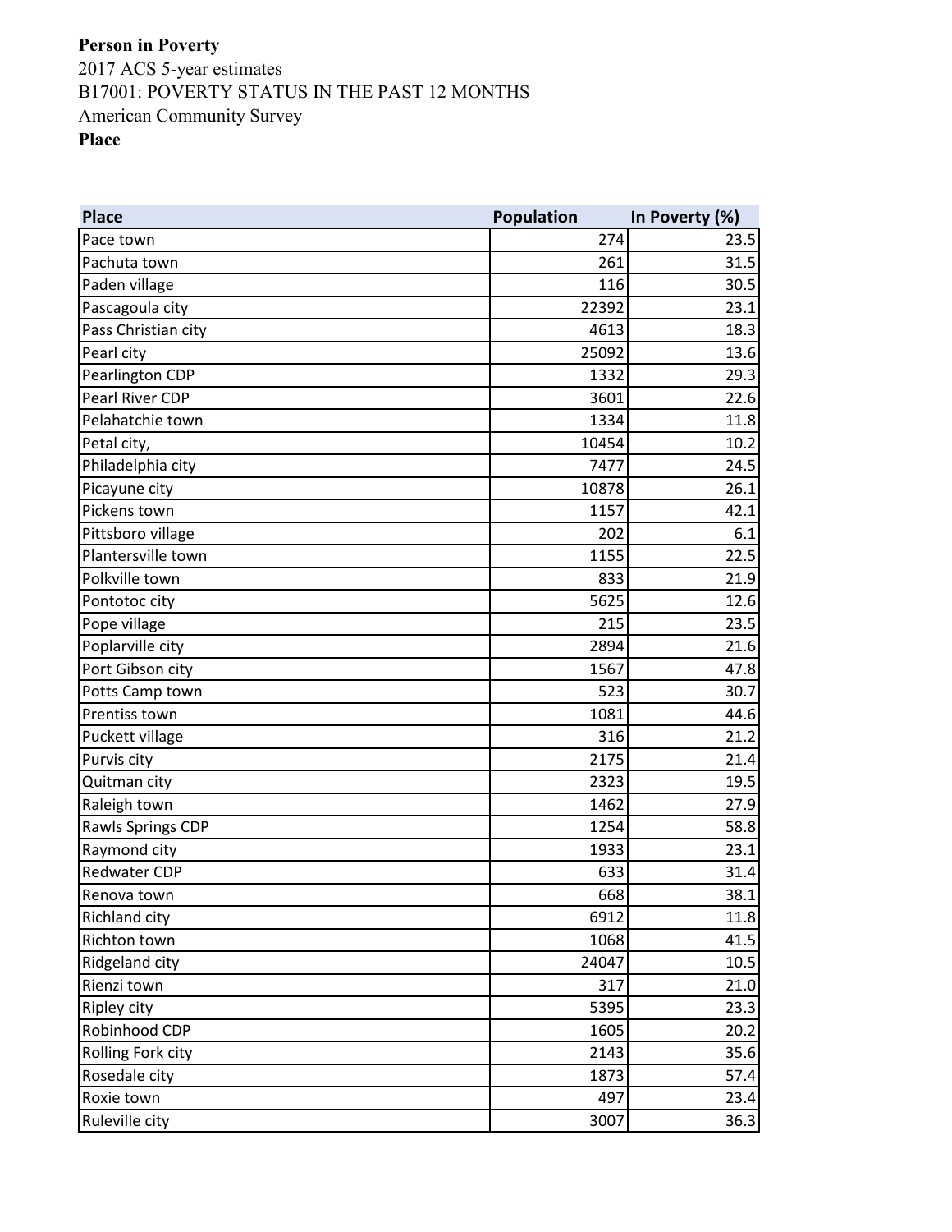**Person in Poverty**

2017 ACS 5-year estimates

B17001: POVERTY STATUS IN THE PAST 12 MONTHS

American Community Survey

**Place**

| Place | Population | In Poverty (%) |
|---|---|---|
| Pace town | 274 | 23.5 |
| Pachuta town | 261 | 31.5 |
| Paden village | 116 | 30.5 |
| Pascagoula city | 22392 | 23.1 |
| Pass Christian city | 4613 | 18.3 |
| Pearl city | 25092 | 13.6 |
| Pearlington CDP | 1332 | 29.3 |
| Pearl River CDP | 3601 | 22.6 |
| Pelahatchie town | 1334 | 11.8 |
| Petal city, | 10454 | 10.2 |
| Philadelphia city | 7477 | 24.5 |
| Picayune city | 10878 | 26.1 |
| Pickens town | 1157 | 42.1 |
| Pittsboro village | 202 | 6.1 |
| Plantersville town | 1155 | 22.5 |
| Polkville town | 833 | 21.9 |
| Pontotoc city | 5625 | 12.6 |
| Pope village | 215 | 23.5 |
| Poplarville city | 2894 | 21.6 |
| Port Gibson city | 1567 | 47.8 |
| Potts Camp town | 523 | 30.7 |
| Prentiss town | 1081 | 44.6 |
| Puckett village | 316 | 21.2 |
| Purvis city | 2175 | 21.4 |
| Quitman city | 2323 | 19.5 |
| Raleigh town | 1462 | 27.9 |
| Rawls Springs CDP | 1254 | 58.8 |
| Raymond city | 1933 | 23.1 |
| Redwater CDP | 633 | 31.4 |
| Renova town | 668 | 38.1 |
| Richland city | 6912 | 11.8 |
| Richton town | 1068 | 41.5 |
| Ridgeland city | 24047 | 10.5 |
| Rienzi town | 317 | 21.0 |
| Ripley city | 5395 | 23.3 |
| Robinhood CDP | 1605 | 20.2 |
| Rolling Fork city | 2143 | 35.6 |
| Rosedale city | 1873 | 57.4 |
| Roxie town | 497 | 23.4 |
| Ruleville city | 3007 | 36.3 |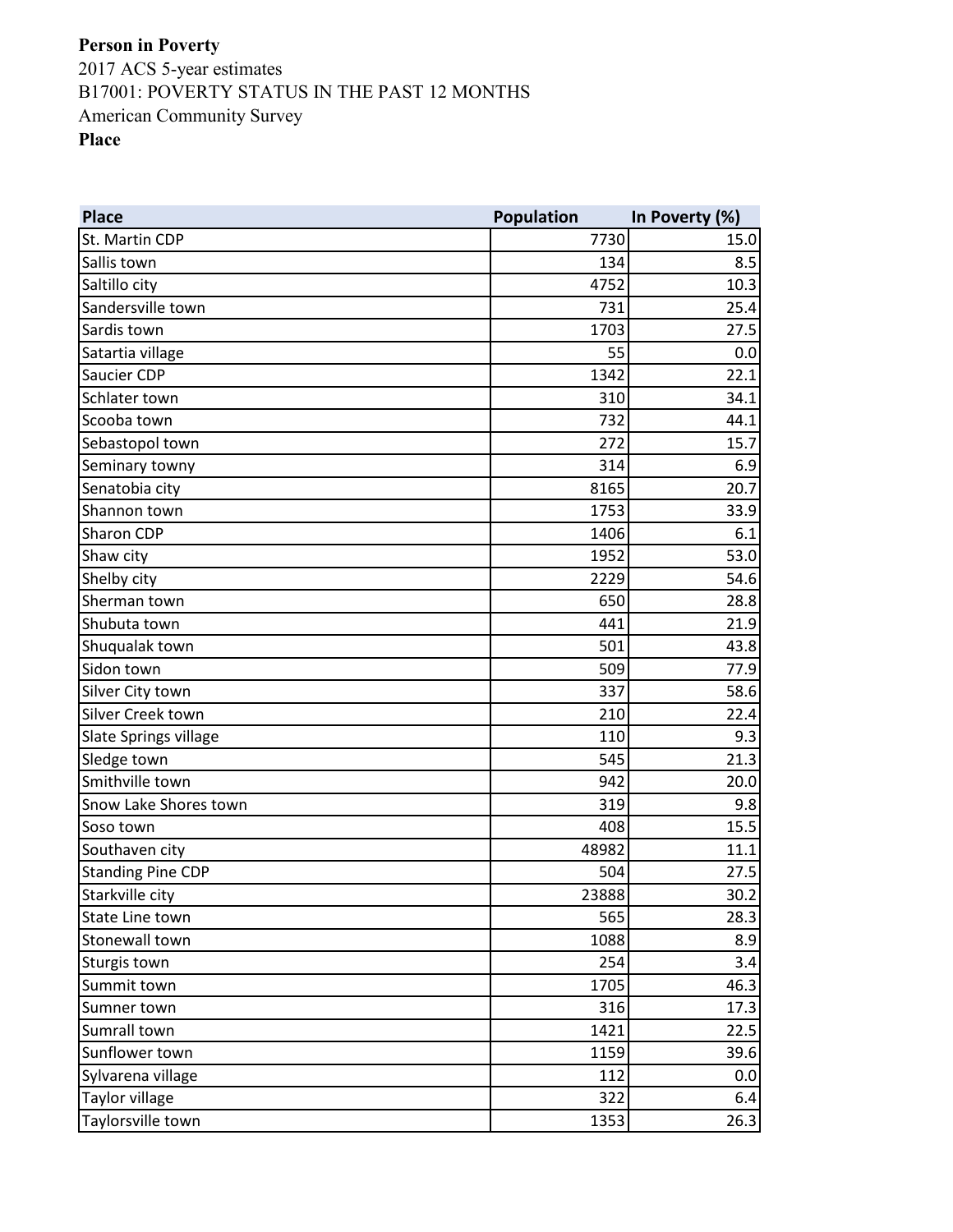**Person in Poverty**

2017 ACS 5-year estimates

B17001: POVERTY STATUS IN THE PAST 12 MONTHS

American Community Survey

**Place**

| Place | Population | In Poverty (%) |
|---|---|---|
| St. Martin CDP | 7730 | 15.0 |
| Sallis town | 134 | 8.5 |
| Saltillo city | 4752 | 10.3 |
| Sandersville town | 731 | 25.4 |
| Sardis town | 1703 | 27.5 |
| Satartia village | 55 | 0.0 |
| Saucier CDP | 1342 | 22.1 |
| Schlater town | 310 | 34.1 |
| Scooba town | 732 | 44.1 |
| Sebastopol town | 272 | 15.7 |
| Seminary towny | 314 | 6.9 |
| Senatobia city | 8165 | 20.7 |
| Shannon town | 1753 | 33.9 |
| Sharon CDP | 1406 | 6.1 |
| Shaw city | 1952 | 53.0 |
| Shelby city | 2229 | 54.6 |
| Sherman town | 650 | 28.8 |
| Shubuta town | 441 | 21.9 |
| Shuqualak town | 501 | 43.8 |
| Sidon town | 509 | 77.9 |
| Silver City town | 337 | 58.6 |
| Silver Creek town | 210 | 22.4 |
| Slate Springs village | 110 | 9.3 |
| Sledge town | 545 | 21.3 |
| Smithville town | 942 | 20.0 |
| Snow Lake Shores town | 319 | 9.8 |
| Soso town | 408 | 15.5 |
| Southaven city | 48982 | 11.1 |
| Standing Pine CDP | 504 | 27.5 |
| Starkville city | 23888 | 30.2 |
| State Line town | 565 | 28.3 |
| Stonewall town | 1088 | 8.9 |
| Sturgis town | 254 | 3.4 |
| Summit town | 1705 | 46.3 |
| Sumner town | 316 | 17.3 |
| Sumrall town | 1421 | 22.5 |
| Sunflower town | 1159 | 39.6 |
| Sylvarena village | 112 | 0.0 |
| Taylor village | 322 | 6.4 |
| Taylorsville town | 1353 | 26.3 |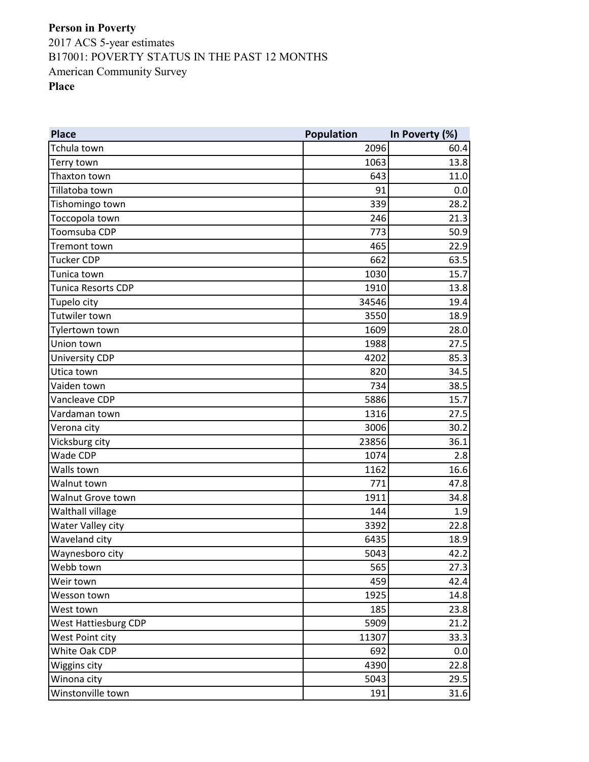**Person in Poverty**

2017 ACS 5-year estimates

B17001: POVERTY STATUS IN THE PAST 12 MONTHS

American Community Survey

**Place**

| Place | Population | In Poverty (%) |
|---|---|---|
| Tchula town | 2096 | 60.4 |
| Terry town | 1063 | 13.8 |
| Thaxton town | 643 | 11.0 |
| Tillatoba town | 91 | 0.0 |
| Tishomingo town | 339 | 28.2 |
| Toccopola town | 246 | 21.3 |
| Toomsuba CDP | 773 | 50.9 |
| Tremont town | 465 | 22.9 |
| Tucker CDP | 662 | 63.5 |
| Tunica town | 1030 | 15.7 |
| Tunica Resorts CDP | 1910 | 13.8 |
| Tupelo city | 34546 | 19.4 |
| Tutwiler town | 3550 | 18.9 |
| Tylertown town | 1609 | 28.0 |
| Union town | 1988 | 27.5 |
| University CDP | 4202 | 85.3 |
| Utica town | 820 | 34.5 |
| Vaiden town | 734 | 38.5 |
| Vancleave CDP | 5886 | 15.7 |
| Vardaman town | 1316 | 27.5 |
| Verona city | 3006 | 30.2 |
| Vicksburg city | 23856 | 36.1 |
| Wade CDP | 1074 | 2.8 |
| Walls town | 1162 | 16.6 |
| Walnut town | 771 | 47.8 |
| Walnut Grove town | 1911 | 34.8 |
| Walthall village | 144 | 1.9 |
| Water Valley city | 3392 | 22.8 |
| Waveland city | 6435 | 18.9 |
| Waynesboro city | 5043 | 42.2 |
| Webb town | 565 | 27.3 |
| Weir town | 459 | 42.4 |
| Wesson town | 1925 | 14.8 |
| West town | 185 | 23.8 |
| West Hattiesburg CDP | 5909 | 21.2 |
| West Point city | 11307 | 33.3 |
| White Oak CDP | 692 | 0.0 |
| Wiggins city | 4390 | 22.8 |
| Winona city | 5043 | 29.5 |
| Winstonville town | 191 | 31.6 |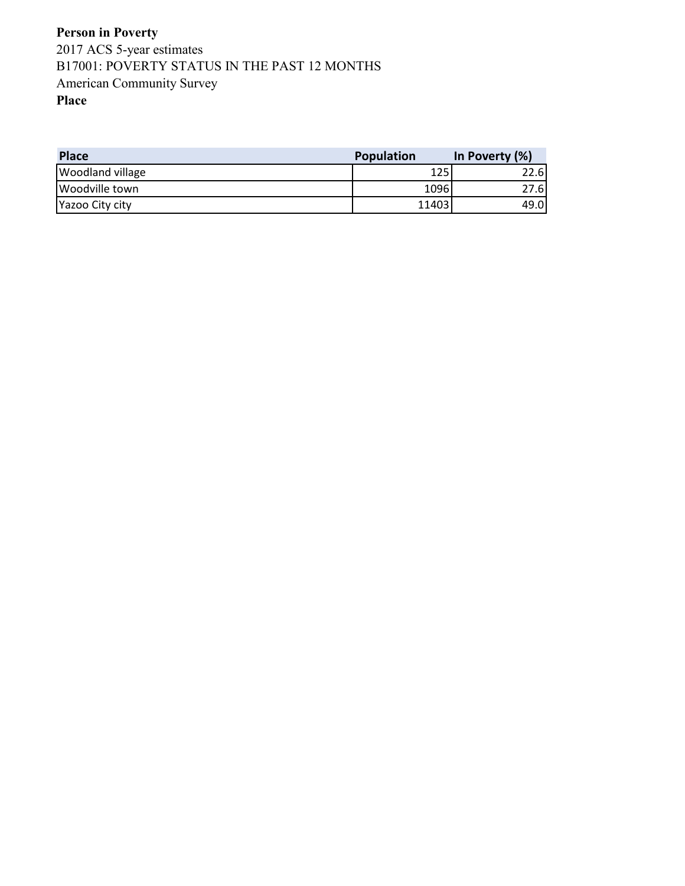**Person in Poverty**

2017 ACS 5-year estimates

B17001: POVERTY STATUS IN THE PAST 12 MONTHS

American Community Survey

**Place**

| Place | Population | In Poverty (%) |
|---|---|---|
| Woodland village | 125 | 22.6 |
| Woodville town | 1096 | 27.6 |
| Yazoo City city | 11403 | 49.0 |